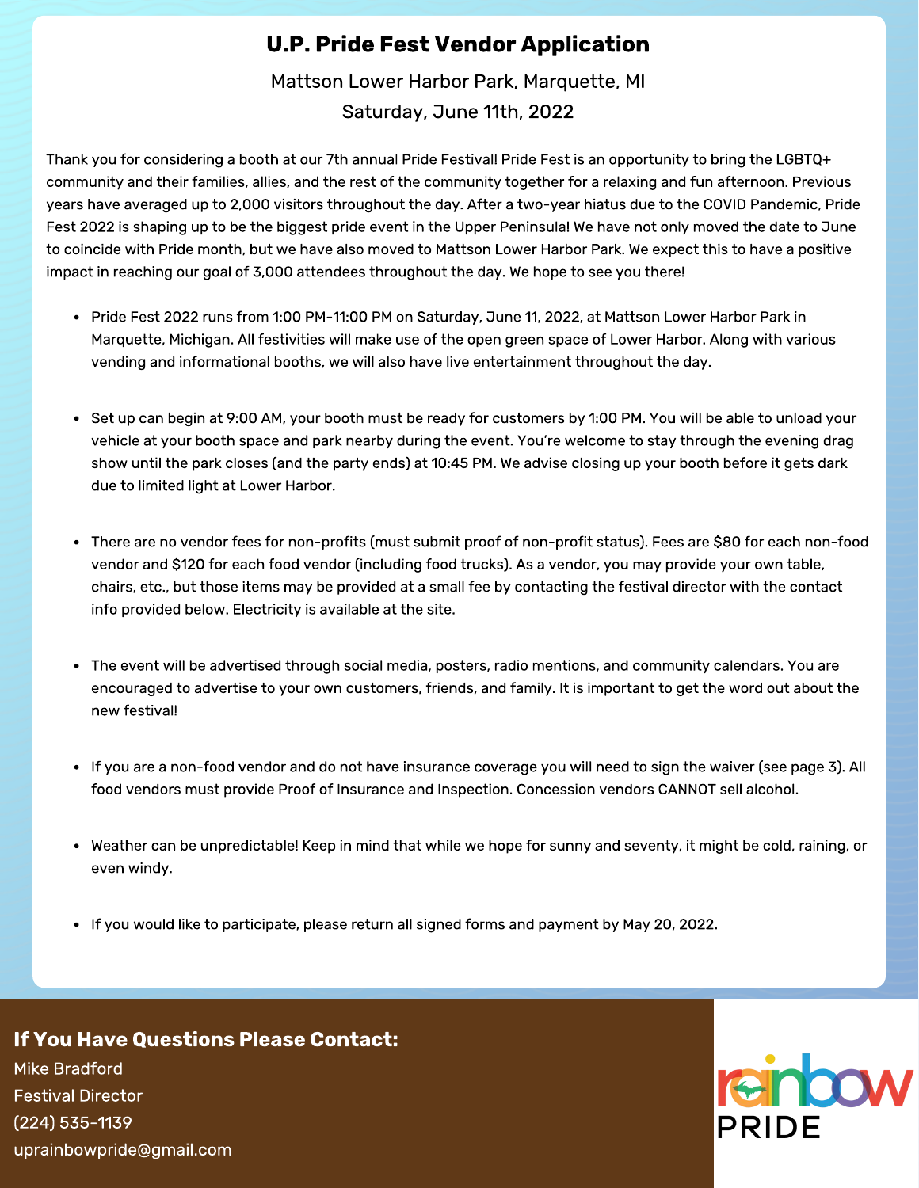# U.P. Pride Fest Vendor Application

Mattson Lower Harbor Park, Marquette, MI

Saturday, June 11th, 2022

Thank you for considering a booth at our 7th annual Pride Festival! Pride Fest is an opportunity to bring the LGBTQ+ community and their families, allies, and the rest of the community together for a relaxing and fun afternoon. Previous years have averaged up to 2,000 visitors throughout the day. After a two-year hiatus due to the COVID Pandemic, Pride Fest 2022 is shaping up to be the biggest pride event in the Upper Peninsula! We have not only moved the date to June to coincide with Pride month, but we have also moved to Mattson Lower Harbor Park. We expect this to have a positive impact in reaching our goal of 3,000 attendees throughout the day. We hope to see you there!

- Pride Fest 2022 runs from 1:00 PM-11:00 PM on Saturday, June 11, 2022, at Mattson Lower Harbor Park in Marquette, Michigan. All festivities will make use of the open green space of Lower Harbor. Along with various vending and informational booths, we will also have live entertainment throughout the day.

- Set up can begin at 9:00 AM, your booth must be ready for customers by 1:00 PM. You will be able to unload your vehicle at your booth space and park nearby during the event. You're welcome to stay through the evening drag show until the park closes (and the party ends) at 10:45 PM. We advise closing up your booth before it gets dark due to limited light at Lower Harbor.

- There are no vendor fees for non-profits (must submit proof of non-profit status). Fees are $80 for each non-food vendor and $120 for each food vendor (including food trucks). As a vendor, you may provide your own table, chairs, etc., but those items may be provided at a small fee by contacting the festival director with the contact info provided below. Electricity is available at the site.

- The event will be advertised through social media, posters, radio mentions, and community calendars. You are encouraged to advertise to your own customers, friends, and family. It is important to get the word out about the new festival!

- If you are a non-food vendor and do not have insurance coverage you will need to sign the waiver (see page 3). All food vendors must provide Proof of Insurance and Inspection. Concession vendors CANNOT sell alcohol.

- Weather can be unpredictable! Keep in mind that while we hope for sunny and seventy, it might be cold, raining, or even windy.

- If you would like to participate, please return all signed forms and payment by May 20, 2022.

**If You Have Questions Please Contact:**

Mike Bradford
Festival Director
(224) 535-1139
uprainbowpride@gmail.com

rainbow PRIDE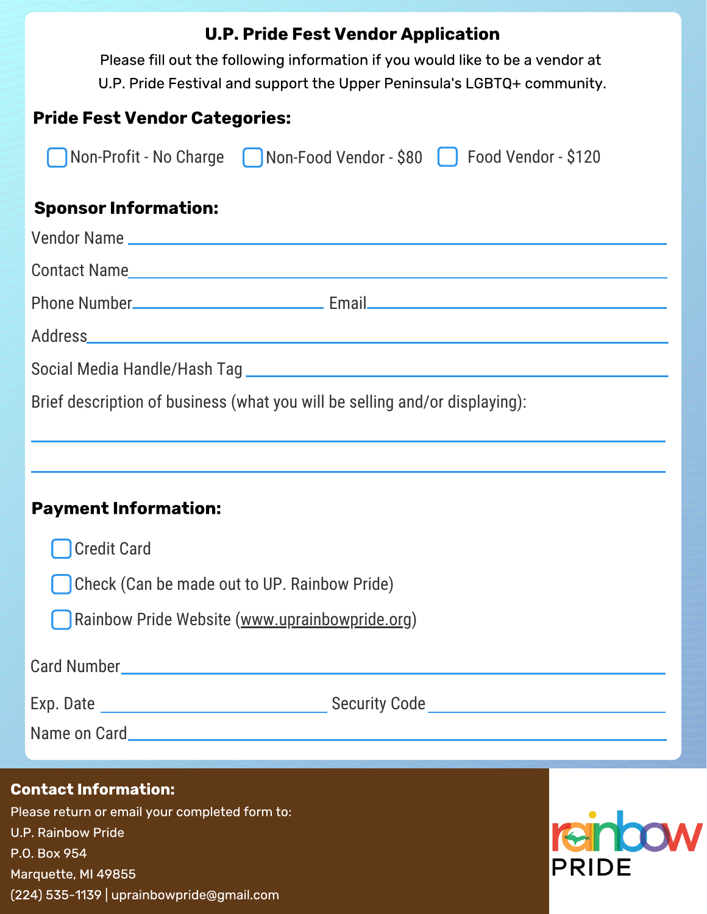## U.P. Pride Fest Vendor Application

Please fill out the following information if you would like to be a vendor at U.P. Pride Festival and support the Upper Peninsula's LGBTQ+ community.

### Pride Fest Vendor Categories:

- [ ] Non-Profit - No Charge
- [ ] Non-Food Vendor - $80
- [ ] Food Vendor - $120

### Sponsor Information:

Vendor Name ____________________

Contact Name ____________________

Phone Number ____________________ Email ____________________

Address ____________________

Social Media Handle/Hash Tag ____________________

Brief description of business (what you will be selling and/or displaying):

____________________

____________________

### Payment Information:

- [ ] Credit Card
- [ ] Check (Can be made out to UP. Rainbow Pride)
- [ ] Rainbow Pride Website (www.uprainbowpride.org)

Card Number ____________________

Exp. Date ____________________ Security Code ____________________

Name on Card ____________________

**Contact Information:**

Please return or email your completed form to:

U.P. Rainbow Pride
P.O. Box 954
Marquette, MI 49855
(224) 535-1139 | uprainbowpride@gmail.com

rainbow PRIDE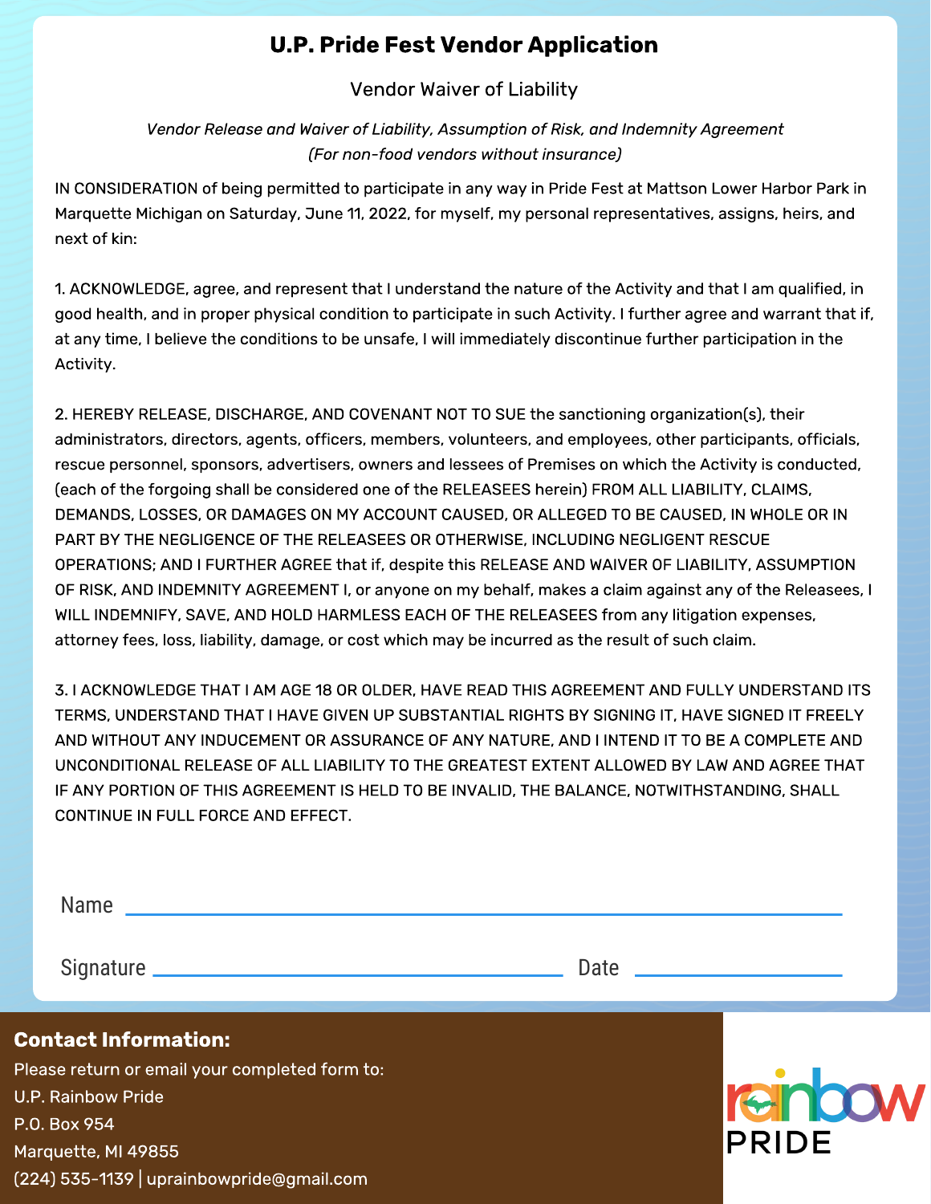# U.P. Pride Fest Vendor Application

## Vendor Waiver of Liability

*Vendor Release and Waiver of Liability, Assumption of Risk, and Indemnity Agreement*
*(For non-food vendors without insurance)*

IN CONSIDERATION of being permitted to participate in any way in Pride Fest at Mattson Lower Harbor Park in Marquette Michigan on Saturday, June 11, 2022, for myself, my personal representatives, assigns, heirs, and next of kin:

1. ACKNOWLEDGE, agree, and represent that I understand the nature of the Activity and that I am qualified, in good health, and in proper physical condition to participate in such Activity. I further agree and warrant that if, at any time, I believe the conditions to be unsafe, I will immediately discontinue further participation in the Activity.

2. HEREBY RELEASE, DISCHARGE, AND COVENANT NOT TO SUE the sanctioning organization(s), their administrators, directors, agents, officers, members, volunteers, and employees, other participants, officials, rescue personnel, sponsors, advertisers, owners and lessees of Premises on which the Activity is conducted, (each of the forgoing shall be considered one of the RELEASEES herein) FROM ALL LIABILITY, CLAIMS, DEMANDS, LOSSES, OR DAMAGES ON MY ACCOUNT CAUSED, OR ALLEGED TO BE CAUSED, IN WHOLE OR IN PART BY THE NEGLIGENCE OF THE RELEASEES OR OTHERWISE, INCLUDING NEGLIGENT RESCUE OPERATIONS; AND I FURTHER AGREE that if, despite this RELEASE AND WAIVER OF LIABILITY, ASSUMPTION OF RISK, AND INDEMNITY AGREEMENT I, or anyone on my behalf, makes a claim against any of the Releasees, I WILL INDEMNIFY, SAVE, AND HOLD HARMLESS EACH OF THE RELEASEES from any litigation expenses, attorney fees, loss, liability, damage, or cost which may be incurred as the result of such claim.

3. I ACKNOWLEDGE THAT I AM AGE 18 OR OLDER, HAVE READ THIS AGREEMENT AND FULLY UNDERSTAND ITS TERMS, UNDERSTAND THAT I HAVE GIVEN UP SUBSTANTIAL RIGHTS BY SIGNING IT, HAVE SIGNED IT FREELY AND WITHOUT ANY INDUCEMENT OR ASSURANCE OF ANY NATURE, AND I INTEND IT TO BE A COMPLETE AND UNCONDITIONAL RELEASE OF ALL LIABILITY TO THE GREATEST EXTENT ALLOWED BY LAW AND AGREE THAT IF ANY PORTION OF THIS AGREEMENT IS HELD TO BE INVALID, THE BALANCE, NOTWITHSTANDING, SHALL CONTINUE IN FULL FORCE AND EFFECT.

Name ______________________________

Signature ______________________ Date ____________

**Contact Information:**

Please return or email your completed form to:
U.P. Rainbow Pride
P.O. Box 954
Marquette, MI 49855
(224) 535-1139 | uprainbowpride@gmail.com

rainbow PRIDE